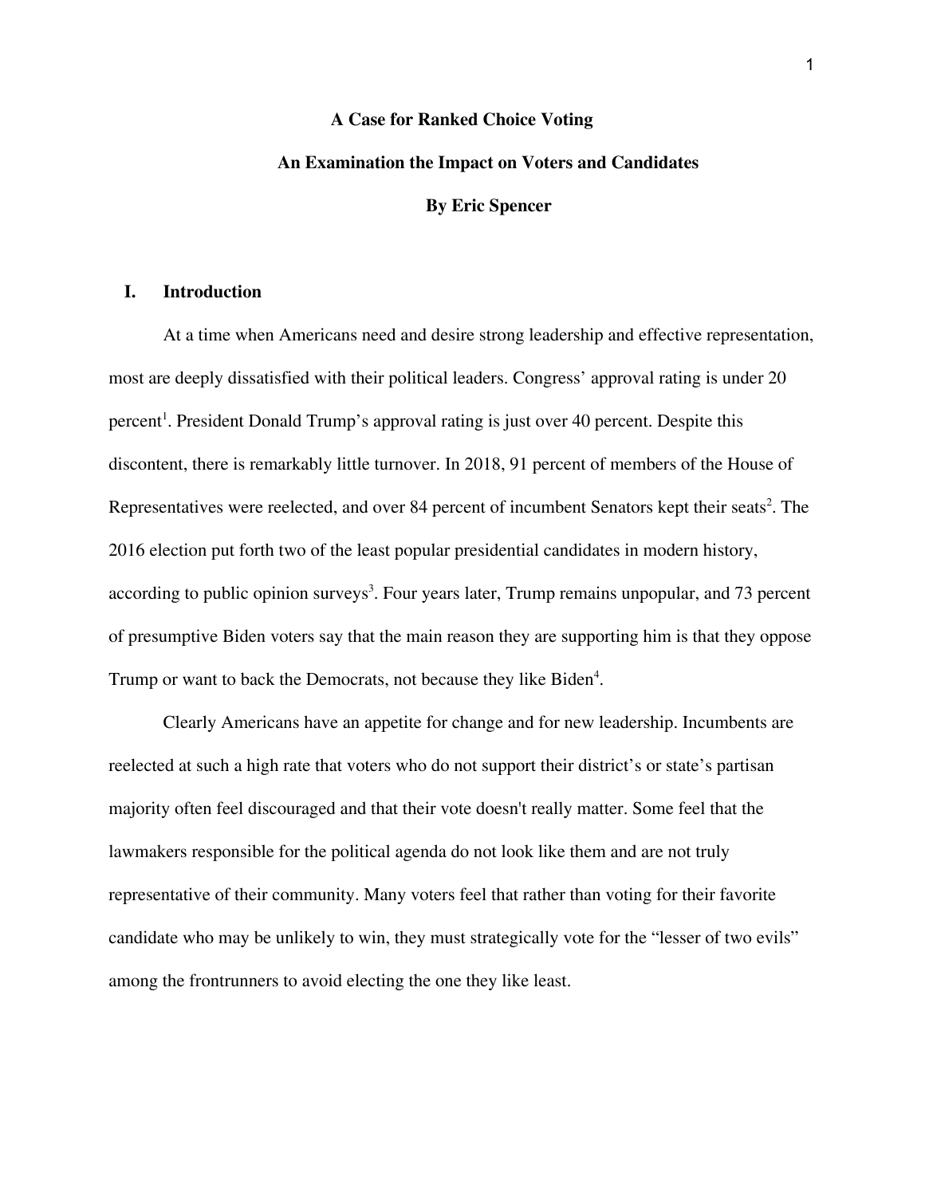# A Case for Ranked Choice Voting

## An Examination the Impact on Voters and Candidates

**By Eric Spencer**

## I. Introduction

At a time when Americans need and desire strong leadership and effective representation, most are deeply dissatisfied with their political leaders. Congress' approval rating is under 20 percent[1]. President Donald Trump's approval rating is just over 40 percent. Despite this discontent, there is remarkably little turnover. In 2018, 91 percent of members of the House of Representatives were reelected, and over 84 percent of incumbent Senators kept their seats[2]. The 2016 election put forth two of the least popular presidential candidates in modern history, according to public opinion surveys[3]. Four years later, Trump remains unpopular, and 73 percent of presumptive Biden voters say that the main reason they are supporting him is that they oppose Trump or want to back the Democrats, not because they like Biden[4].

Clearly Americans have an appetite for change and for new leadership. Incumbents are reelected at such a high rate that voters who do not support their district's or state's partisan majority often feel discouraged and that their vote doesn't really matter. Some feel that the lawmakers responsible for the political agenda do not look like them and are not truly representative of their community. Many voters feel that rather than voting for their favorite candidate who may be unlikely to win, they must strategically vote for the "lesser of two evils" among the frontrunners to avoid electing the one they like least.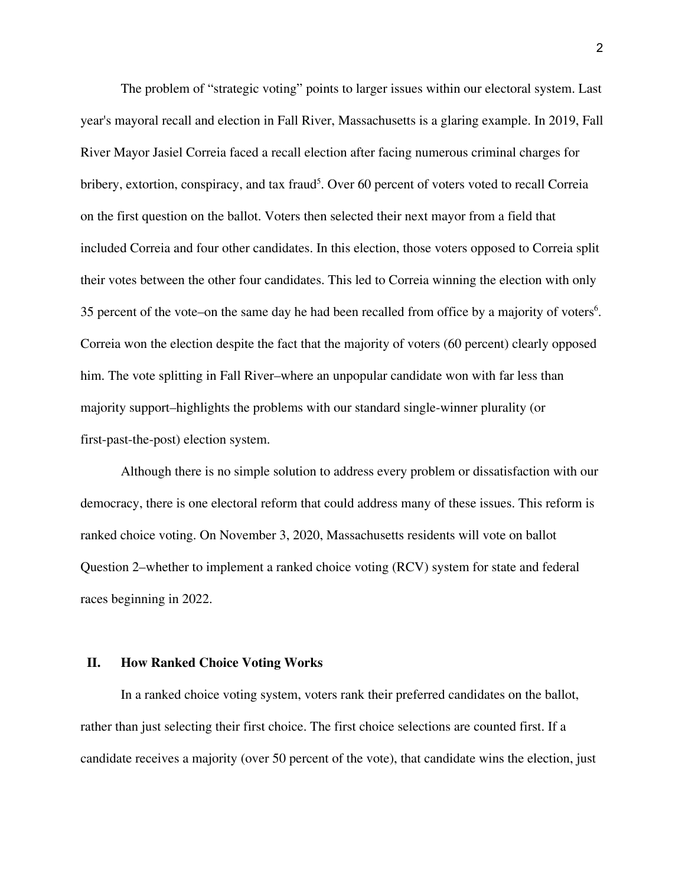The problem of "strategic voting" points to larger issues within our electoral system. Last year's mayoral recall and election in Fall River, Massachusetts is a glaring example. In 2019, Fall River Mayor Jasiel Correia faced a recall election after facing numerous criminal charges for bribery, extortion, conspiracy, and tax fraud[5]. Over 60 percent of voters voted to recall Correia on the first question on the ballot. Voters then selected their next mayor from a field that included Correia and four other candidates. In this election, those voters opposed to Correia split their votes between the other four candidates. This led to Correia winning the election with only 35 percent of the vote–on the same day he had been recalled from office by a majority of voters[6]. Correia won the election despite the fact that the majority of voters (60 percent) clearly opposed him. The vote splitting in Fall River–where an unpopular candidate won with far less than majority support–highlights the problems with our standard single-winner plurality (or first-past-the-post) election system.

Although there is no simple solution to address every problem or dissatisfaction with our democracy, there is one electoral reform that could address many of these issues. This reform is ranked choice voting. On November 3, 2020, Massachusetts residents will vote on ballot Question 2–whether to implement a ranked choice voting (RCV) system for state and federal races beginning in 2022.

## II. How Ranked Choice Voting Works

In a ranked choice voting system, voters rank their preferred candidates on the ballot, rather than just selecting their first choice. The first choice selections are counted first. If a candidate receives a majority (over 50 percent of the vote), that candidate wins the election, just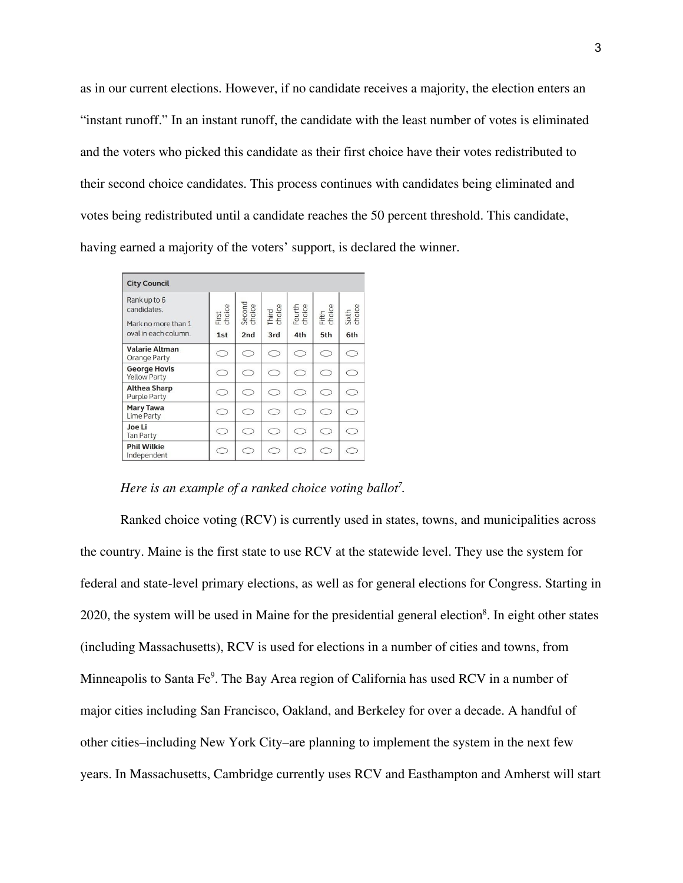as in our current elections. However, if no candidate receives a majority, the election enters an "instant runoff." In an instant runoff, the candidate with the least number of votes is eliminated and the voters who picked this candidate as their first choice have their votes redistributed to their second choice candidates. This process continues with candidates being eliminated and votes being redistributed until a candidate reaches the 50 percent threshold. This candidate, having earned a majority of the voters' support, is declared the winner.

| City Council | | | | | | |
|---|---|---|---|---|---|---|
| Rank up to 6 candidates. Mark no more than 1 oval in each column. | First choice 1st | Second choice 2nd | Third choice 3rd | Fourth choice 4th | Fifth choice 5th | Sixth choice 6th |
| **Valarie Altman** Orange Party | ⬭ | ⬭ | ⬭ | ⬭ | ⬭ | ⬭ |
| **George Hovis** Yellow Party | ⬭ | ⬭ | ⬭ | ⬭ | ⬭ | ⬭ |
| **Althea Sharp** Purple Party | ⬭ | ⬭ | ⬭ | ⬭ | ⬭ | ⬭ |
| **Mary Tawa** Lime Party | ⬭ | ⬭ | ⬭ | ⬭ | ⬭ | ⬭ |
| **Joe Li** Tan Party | ⬭ | ⬭ | ⬭ | ⬭ | ⬭ | ⬭ |
| **Phil Wilkie** Independent | ⬭ | ⬭ | ⬭ | ⬭ | ⬭ | ⬭ |

*Here is an example of a ranked choice voting ballot[7].*

Ranked choice voting (RCV) is currently used in states, towns, and municipalities across the country. Maine is the first state to use RCV at the statewide level. They use the system for federal and state-level primary elections, as well as for general elections for Congress. Starting in 2020, the system will be used in Maine for the presidential general election[8]. In eight other states (including Massachusetts), RCV is used for elections in a number of cities and towns, from Minneapolis to Santa Fe[9]. The Bay Area region of California has used RCV in a number of major cities including San Francisco, Oakland, and Berkeley for over a decade. A handful of other cities–including New York City–are planning to implement the system in the next few years. In Massachusetts, Cambridge currently uses RCV and Easthampton and Amherst will start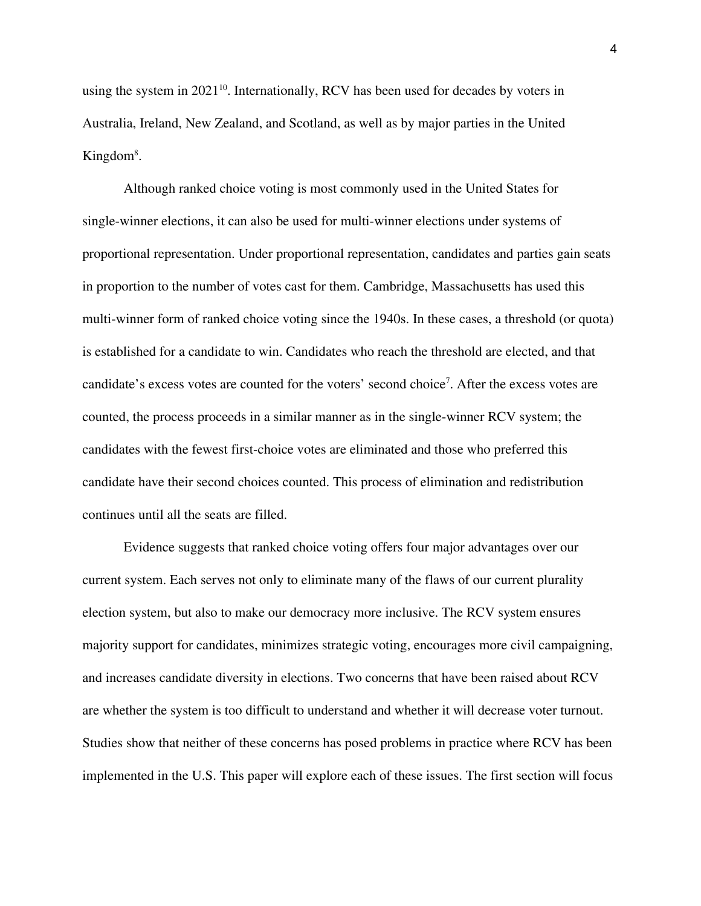using the system in 2021[10]. Internationally, RCV has been used for decades by voters in Australia, Ireland, New Zealand, and Scotland, as well as by major parties in the United Kingdom[8].

Although ranked choice voting is most commonly used in the United States for single-winner elections, it can also be used for multi-winner elections under systems of proportional representation. Under proportional representation, candidates and parties gain seats in proportion to the number of votes cast for them. Cambridge, Massachusetts has used this multi-winner form of ranked choice voting since the 1940s. In these cases, a threshold (or quota) is established for a candidate to win. Candidates who reach the threshold are elected, and that candidate's excess votes are counted for the voters' second choice[7]. After the excess votes are counted, the process proceeds in a similar manner as in the single-winner RCV system; the candidates with the fewest first-choice votes are eliminated and those who preferred this candidate have their second choices counted. This process of elimination and redistribution continues until all the seats are filled.

Evidence suggests that ranked choice voting offers four major advantages over our current system. Each serves not only to eliminate many of the flaws of our current plurality election system, but also to make our democracy more inclusive. The RCV system ensures majority support for candidates, minimizes strategic voting, encourages more civil campaigning, and increases candidate diversity in elections. Two concerns that have been raised about RCV are whether the system is too difficult to understand and whether it will decrease voter turnout. Studies show that neither of these concerns has posed problems in practice where RCV has been implemented in the U.S. This paper will explore each of these issues. The first section will focus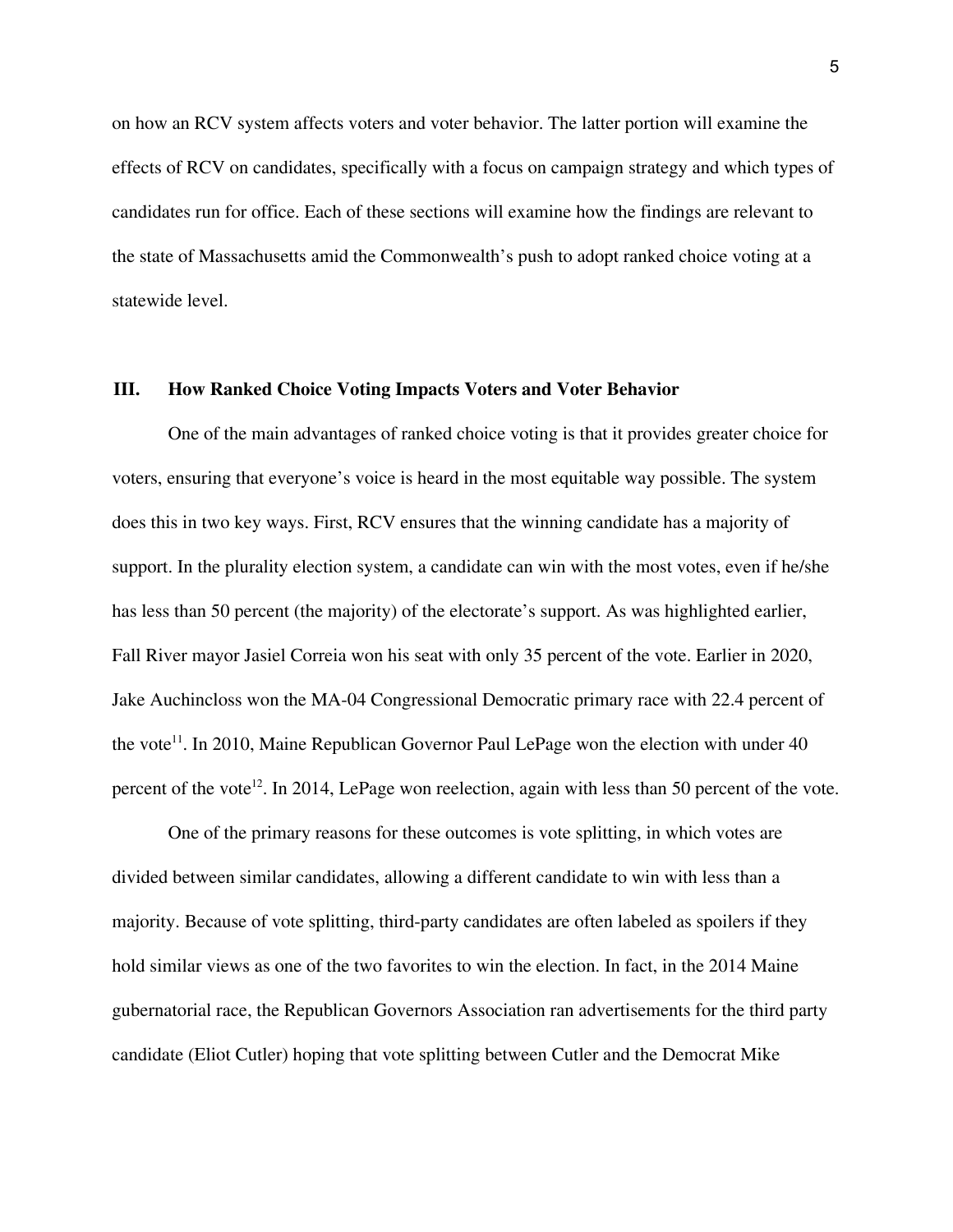on how an RCV system affects voters and voter behavior. The latter portion will examine the effects of RCV on candidates, specifically with a focus on campaign strategy and which types of candidates run for office. Each of these sections will examine how the findings are relevant to the state of Massachusetts amid the Commonwealth's push to adopt ranked choice voting at a statewide level.

## III. How Ranked Choice Voting Impacts Voters and Voter Behavior

One of the main advantages of ranked choice voting is that it provides greater choice for voters, ensuring that everyone's voice is heard in the most equitable way possible. The system does this in two key ways. First, RCV ensures that the winning candidate has a majority of support. In the plurality election system, a candidate can win with the most votes, even if he/she has less than 50 percent (the majority) of the electorate's support. As was highlighted earlier, Fall River mayor Jasiel Correia won his seat with only 35 percent of the vote. Earlier in 2020, Jake Auchincloss won the MA-04 Congressional Democratic primary race with 22.4 percent of the vote[11]. In 2010, Maine Republican Governor Paul LePage won the election with under 40 percent of the vote[12]. In 2014, LePage won reelection, again with less than 50 percent of the vote.

One of the primary reasons for these outcomes is vote splitting, in which votes are divided between similar candidates, allowing a different candidate to win with less than a majority. Because of vote splitting, third-party candidates are often labeled as spoilers if they hold similar views as one of the two favorites to win the election. In fact, in the 2014 Maine gubernatorial race, the Republican Governors Association ran advertisements for the third party candidate (Eliot Cutler) hoping that vote splitting between Cutler and the Democrat Mike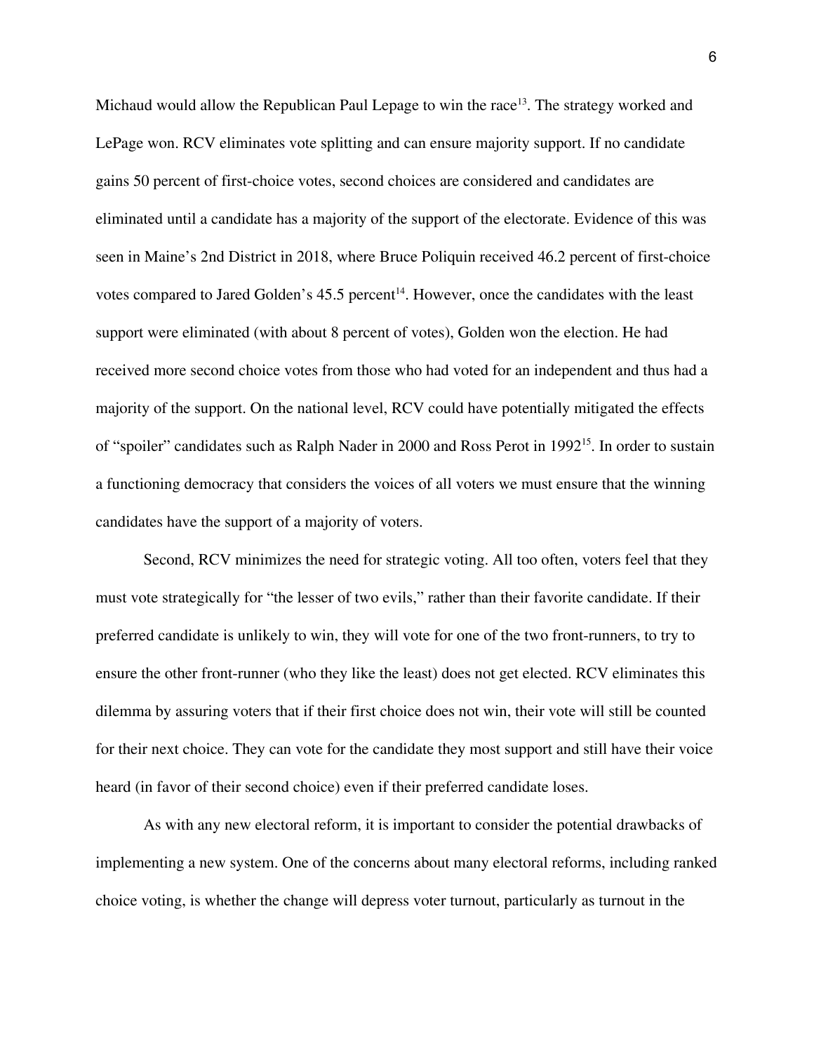Michaud would allow the Republican Paul Lepage to win the race[13]. The strategy worked and LePage won. RCV eliminates vote splitting and can ensure majority support. If no candidate gains 50 percent of first-choice votes, second choices are considered and candidates are eliminated until a candidate has a majority of the support of the electorate. Evidence of this was seen in Maine's 2nd District in 2018, where Bruce Poliquin received 46.2 percent of first-choice votes compared to Jared Golden's 45.5 percent[14]. However, once the candidates with the least support were eliminated (with about 8 percent of votes), Golden won the election. He had received more second choice votes from those who had voted for an independent and thus had a majority of the support. On the national level, RCV could have potentially mitigated the effects of "spoiler" candidates such as Ralph Nader in 2000 and Ross Perot in 1992[15]. In order to sustain a functioning democracy that considers the voices of all voters we must ensure that the winning candidates have the support of a majority of voters.

Second, RCV minimizes the need for strategic voting. All too often, voters feel that they must vote strategically for "the lesser of two evils," rather than their favorite candidate. If their preferred candidate is unlikely to win, they will vote for one of the two front-runners, to try to ensure the other front-runner (who they like the least) does not get elected. RCV eliminates this dilemma by assuring voters that if their first choice does not win, their vote will still be counted for their next choice. They can vote for the candidate they most support and still have their voice heard (in favor of their second choice) even if their preferred candidate loses.

As with any new electoral reform, it is important to consider the potential drawbacks of implementing a new system. One of the concerns about many electoral reforms, including ranked choice voting, is whether the change will depress voter turnout, particularly as turnout in the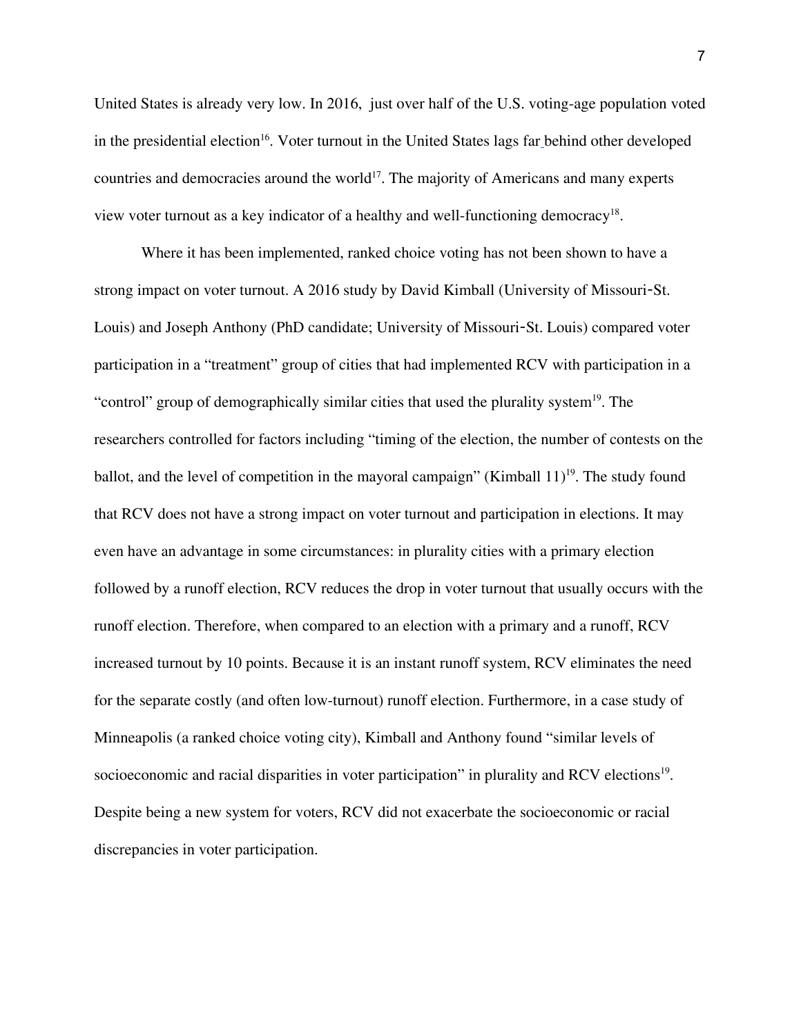United States is already very low. In 2016, just over half of the U.S. voting-age population voted in the presidential election[16]. Voter turnout in the United States lags far behind other developed countries and democracies around the world[17]. The majority of Americans and many experts view voter turnout as a key indicator of a healthy and well-functioning democracy[18].

Where it has been implemented, ranked choice voting has not been shown to have a strong impact on voter turnout. A 2016 study by David Kimball (University of Missouri-St. Louis) and Joseph Anthony (PhD candidate; University of Missouri-St. Louis) compared voter participation in a "treatment" group of cities that had implemented RCV with participation in a "control" group of demographically similar cities that used the plurality system[19]. The researchers controlled for factors including "timing of the election, the number of contests on the ballot, and the level of competition in the mayoral campaign" (Kimball 11)[19]. The study found that RCV does not have a strong impact on voter turnout and participation in elections. It may even have an advantage in some circumstances: in plurality cities with a primary election followed by a runoff election, RCV reduces the drop in voter turnout that usually occurs with the runoff election. Therefore, when compared to an election with a primary and a runoff, RCV increased turnout by 10 points. Because it is an instant runoff system, RCV eliminates the need for the separate costly (and often low-turnout) runoff election. Furthermore, in a case study of Minneapolis (a ranked choice voting city), Kimball and Anthony found "similar levels of socioeconomic and racial disparities in voter participation" in plurality and RCV elections[19]. Despite being a new system for voters, RCV did not exacerbate the socioeconomic or racial discrepancies in voter participation.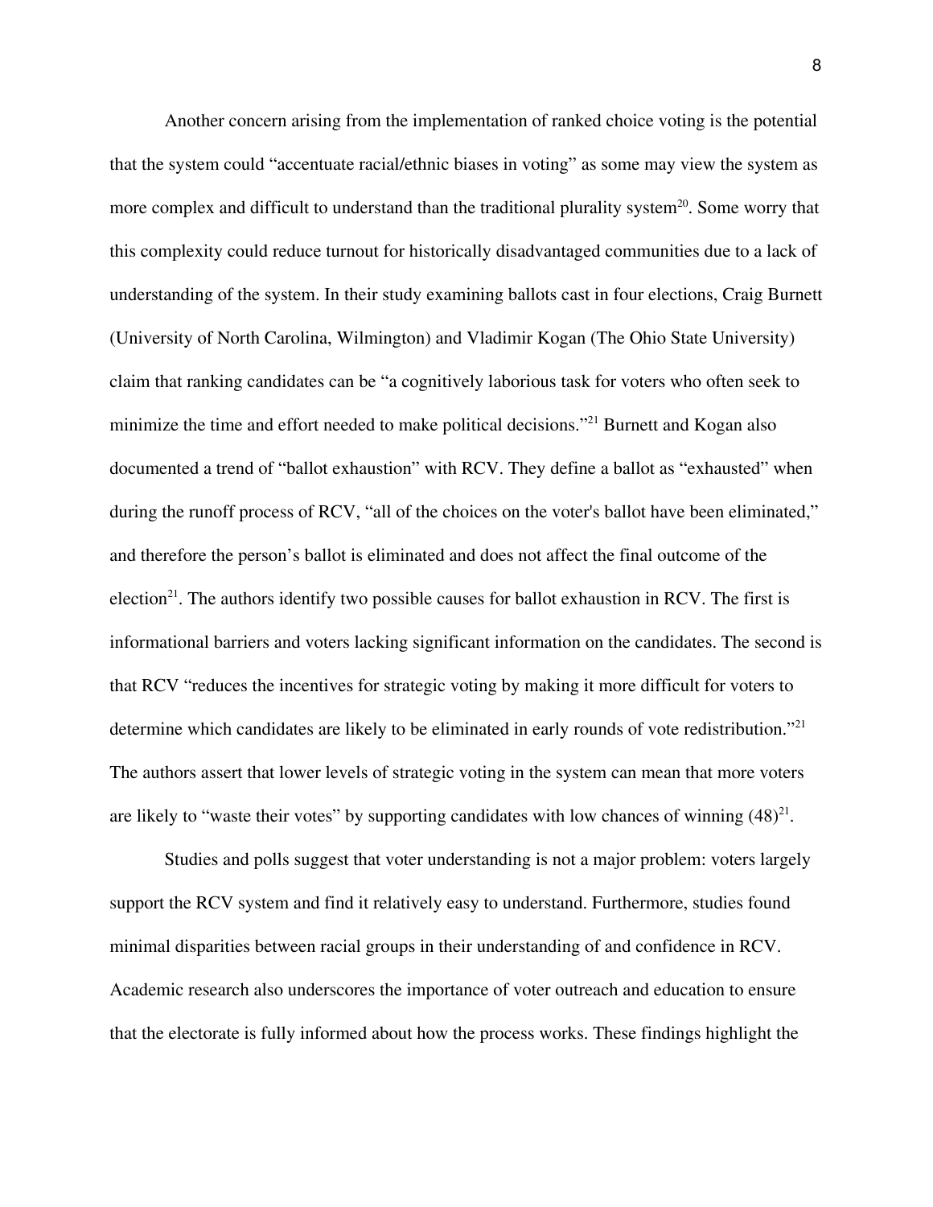Another concern arising from the implementation of ranked choice voting is the potential that the system could "accentuate racial/ethnic biases in voting" as some may view the system as more complex and difficult to understand than the traditional plurality system[20]. Some worry that this complexity could reduce turnout for historically disadvantaged communities due to a lack of understanding of the system. In their study examining ballots cast in four elections, Craig Burnett (University of North Carolina, Wilmington) and Vladimir Kogan (The Ohio State University) claim that ranking candidates can be "a cognitively laborious task for voters who often seek to minimize the time and effort needed to make political decisions."[21] Burnett and Kogan also documented a trend of "ballot exhaustion" with RCV. They define a ballot as "exhausted" when during the runoff process of RCV, "all of the choices on the voter's ballot have been eliminated," and therefore the person's ballot is eliminated and does not affect the final outcome of the election[21]. The authors identify two possible causes for ballot exhaustion in RCV. The first is informational barriers and voters lacking significant information on the candidates. The second is that RCV "reduces the incentives for strategic voting by making it more difficult for voters to determine which candidates are likely to be eliminated in early rounds of vote redistribution."[21] The authors assert that lower levels of strategic voting in the system can mean that more voters are likely to "waste their votes" by supporting candidates with low chances of winning (48)[21].

Studies and polls suggest that voter understanding is not a major problem: voters largely support the RCV system and find it relatively easy to understand. Furthermore, studies found minimal disparities between racial groups in their understanding of and confidence in RCV. Academic research also underscores the importance of voter outreach and education to ensure that the electorate is fully informed about how the process works. These findings highlight the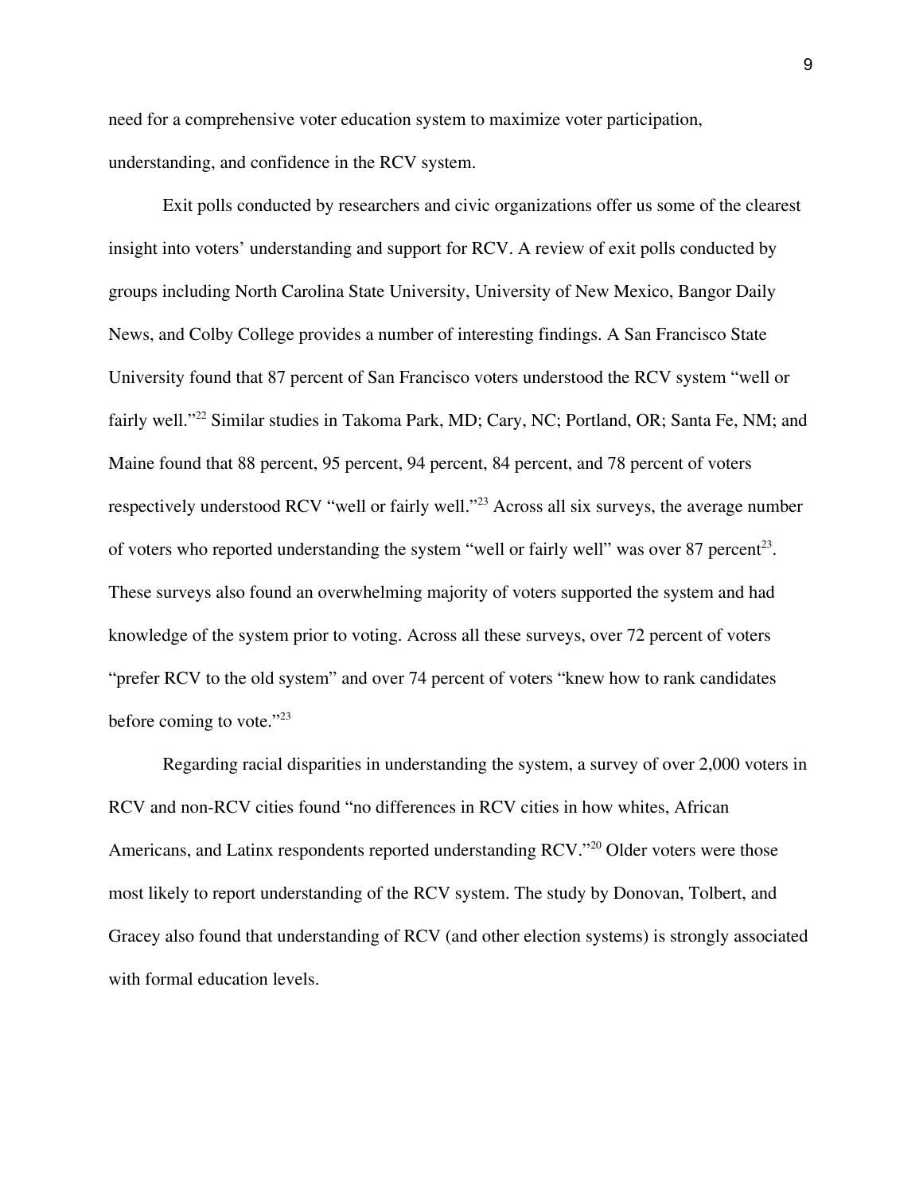need for a comprehensive voter education system to maximize voter participation, understanding, and confidence in the RCV system.

Exit polls conducted by researchers and civic organizations offer us some of the clearest insight into voters' understanding and support for RCV. A review of exit polls conducted by groups including North Carolina State University, University of New Mexico, Bangor Daily News, and Colby College provides a number of interesting findings. A San Francisco State University found that 87 percent of San Francisco voters understood the RCV system "well or fairly well."[22] Similar studies in Takoma Park, MD; Cary, NC; Portland, OR; Santa Fe, NM; and Maine found that 88 percent, 95 percent, 94 percent, 84 percent, and 78 percent of voters respectively understood RCV "well or fairly well."[23] Across all six surveys, the average number of voters who reported understanding the system "well or fairly well" was over 87 percent[23]. These surveys also found an overwhelming majority of voters supported the system and had knowledge of the system prior to voting. Across all these surveys, over 72 percent of voters "prefer RCV to the old system" and over 74 percent of voters "knew how to rank candidates before coming to vote."[23]

Regarding racial disparities in understanding the system, a survey of over 2,000 voters in RCV and non-RCV cities found "no differences in RCV cities in how whites, African Americans, and Latinx respondents reported understanding RCV."[20] Older voters were those most likely to report understanding of the RCV system. The study by Donovan, Tolbert, and Gracey also found that understanding of RCV (and other election systems) is strongly associated with formal education levels.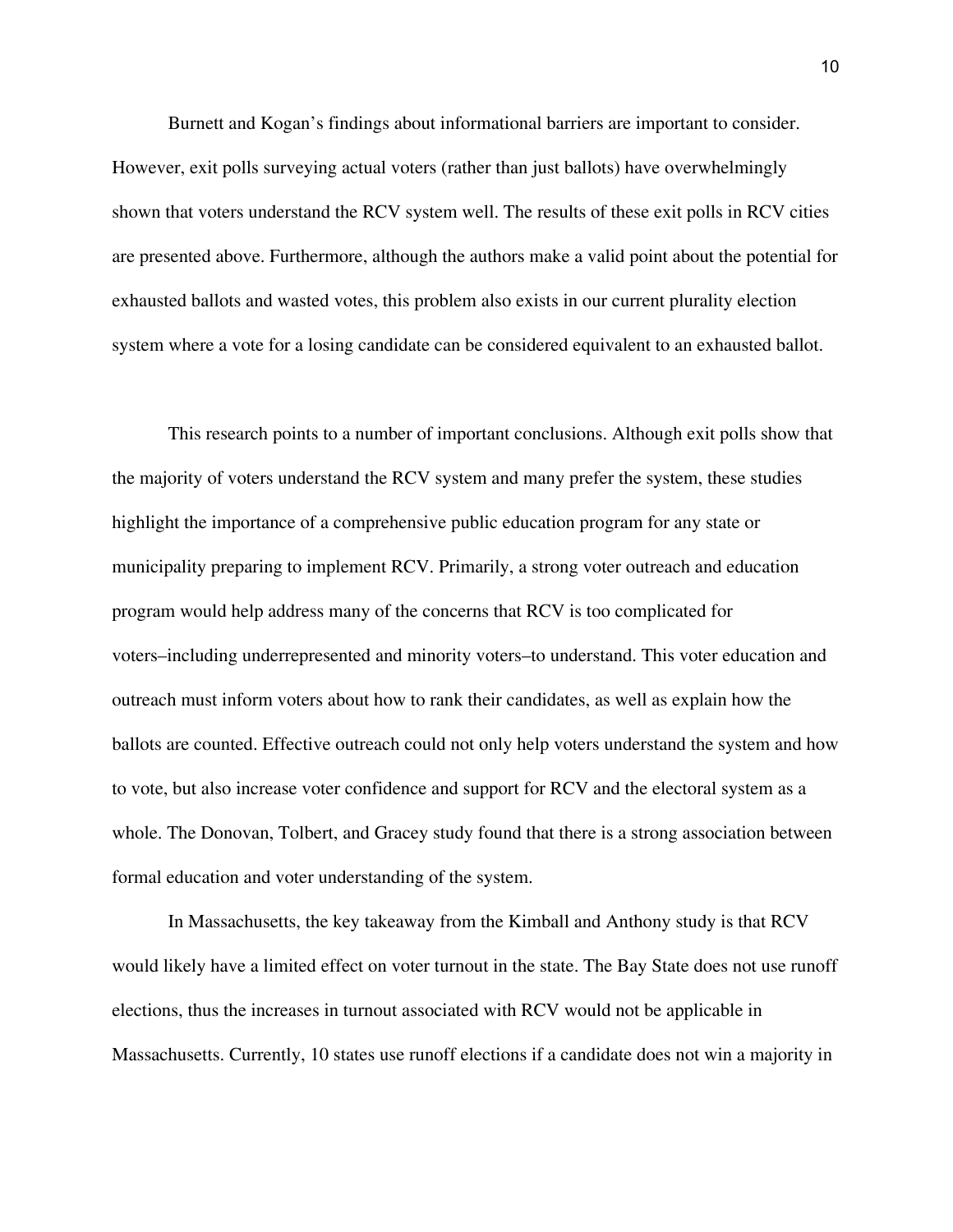Burnett and Kogan's findings about informational barriers are important to consider. However, exit polls surveying actual voters (rather than just ballots) have overwhelmingly shown that voters understand the RCV system well. The results of these exit polls in RCV cities are presented above. Furthermore, although the authors make a valid point about the potential for exhausted ballots and wasted votes, this problem also exists in our current plurality election system where a vote for a losing candidate can be considered equivalent to an exhausted ballot.

This research points to a number of important conclusions. Although exit polls show that the majority of voters understand the RCV system and many prefer the system, these studies highlight the importance of a comprehensive public education program for any state or municipality preparing to implement RCV. Primarily, a strong voter outreach and education program would help address many of the concerns that RCV is too complicated for voters–including underrepresented and minority voters–to understand. This voter education and outreach must inform voters about how to rank their candidates, as well as explain how the ballots are counted. Effective outreach could not only help voters understand the system and how to vote, but also increase voter confidence and support for RCV and the electoral system as a whole. The Donovan, Tolbert, and Gracey study found that there is a strong association between formal education and voter understanding of the system.

In Massachusetts, the key takeaway from the Kimball and Anthony study is that RCV would likely have a limited effect on voter turnout in the state. The Bay State does not use runoff elections, thus the increases in turnout associated with RCV would not be applicable in Massachusetts. Currently, 10 states use runoff elections if a candidate does not win a majority in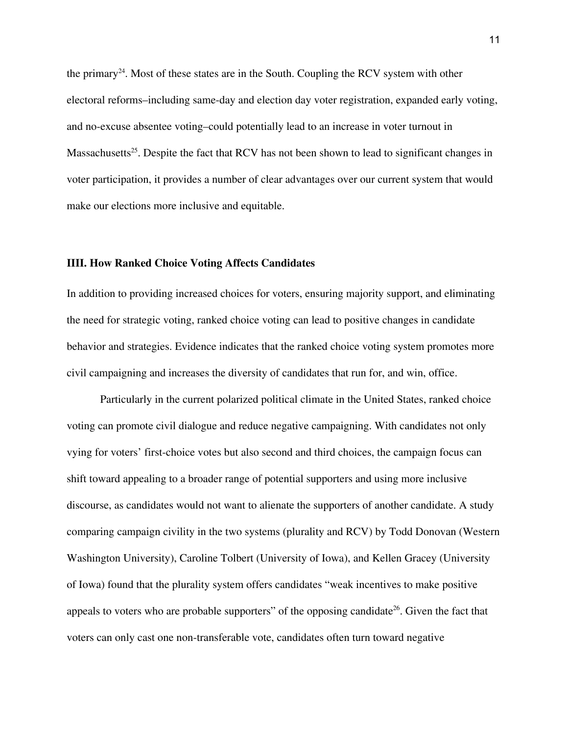the primary[24]. Most of these states are in the South. Coupling the RCV system with other electoral reforms–including same-day and election day voter registration, expanded early voting, and no-excuse absentee voting–could potentially lead to an increase in voter turnout in Massachusetts[25]. Despite the fact that RCV has not been shown to lead to significant changes in voter participation, it provides a number of clear advantages over our current system that would make our elections more inclusive and equitable.

## IIII. How Ranked Choice Voting Affects Candidates

In addition to providing increased choices for voters, ensuring majority support, and eliminating the need for strategic voting, ranked choice voting can lead to positive changes in candidate behavior and strategies. Evidence indicates that the ranked choice voting system promotes more civil campaigning and increases the diversity of candidates that run for, and win, office.

Particularly in the current polarized political climate in the United States, ranked choice voting can promote civil dialogue and reduce negative campaigning. With candidates not only vying for voters' first-choice votes but also second and third choices, the campaign focus can shift toward appealing to a broader range of potential supporters and using more inclusive discourse, as candidates would not want to alienate the supporters of another candidate. A study comparing campaign civility in the two systems (plurality and RCV) by Todd Donovan (Western Washington University), Caroline Tolbert (University of Iowa), and Kellen Gracey (University of Iowa) found that the plurality system offers candidates "weak incentives to make positive appeals to voters who are probable supporters" of the opposing candidate[26]. Given the fact that voters can only cast one non-transferable vote, candidates often turn toward negative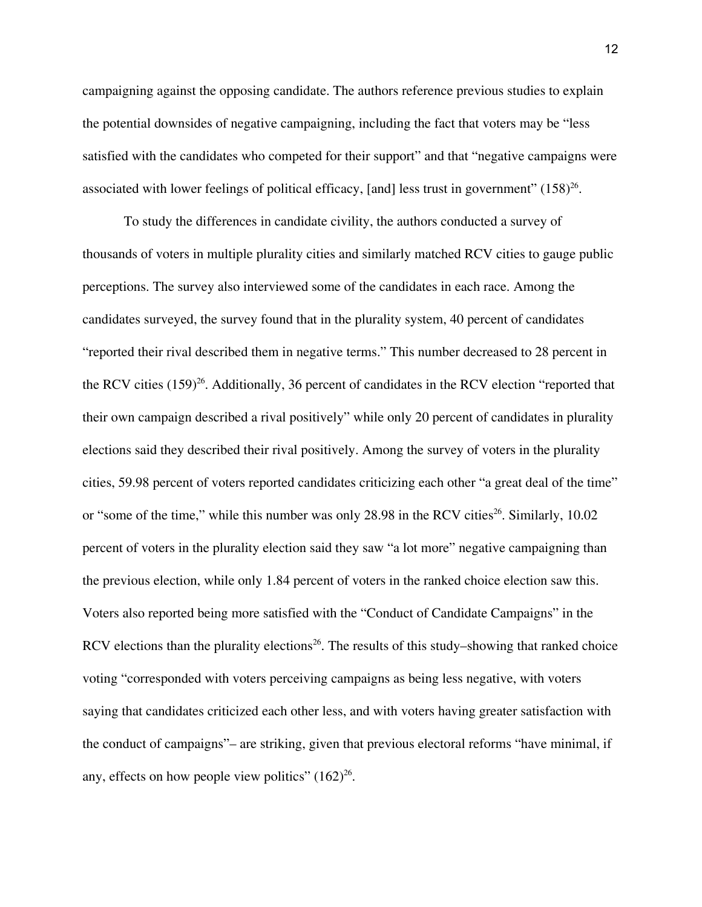campaigning against the opposing candidate. The authors reference previous studies to explain the potential downsides of negative campaigning, including the fact that voters may be "less satisfied with the candidates who competed for their support" and that "negative campaigns were associated with lower feelings of political efficacy, [and] less trust in government" (158)[26].

To study the differences in candidate civility, the authors conducted a survey of thousands of voters in multiple plurality cities and similarly matched RCV cities to gauge public perceptions. The survey also interviewed some of the candidates in each race. Among the candidates surveyed, the survey found that in the plurality system, 40 percent of candidates "reported their rival described them in negative terms." This number decreased to 28 percent in the RCV cities (159)[26]. Additionally, 36 percent of candidates in the RCV election "reported that their own campaign described a rival positively" while only 20 percent of candidates in plurality elections said they described their rival positively. Among the survey of voters in the plurality cities, 59.98 percent of voters reported candidates criticizing each other "a great deal of the time" or "some of the time," while this number was only 28.98 in the RCV cities[26]. Similarly, 10.02 percent of voters in the plurality election said they saw "a lot more" negative campaigning than the previous election, while only 1.84 percent of voters in the ranked choice election saw this. Voters also reported being more satisfied with the "Conduct of Candidate Campaigns" in the RCV elections than the plurality elections[26]. The results of this study–showing that ranked choice voting "corresponded with voters perceiving campaigns as being less negative, with voters saying that candidates criticized each other less, and with voters having greater satisfaction with the conduct of campaigns"– are striking, given that previous electoral reforms "have minimal, if any, effects on how people view politics" (162)[26].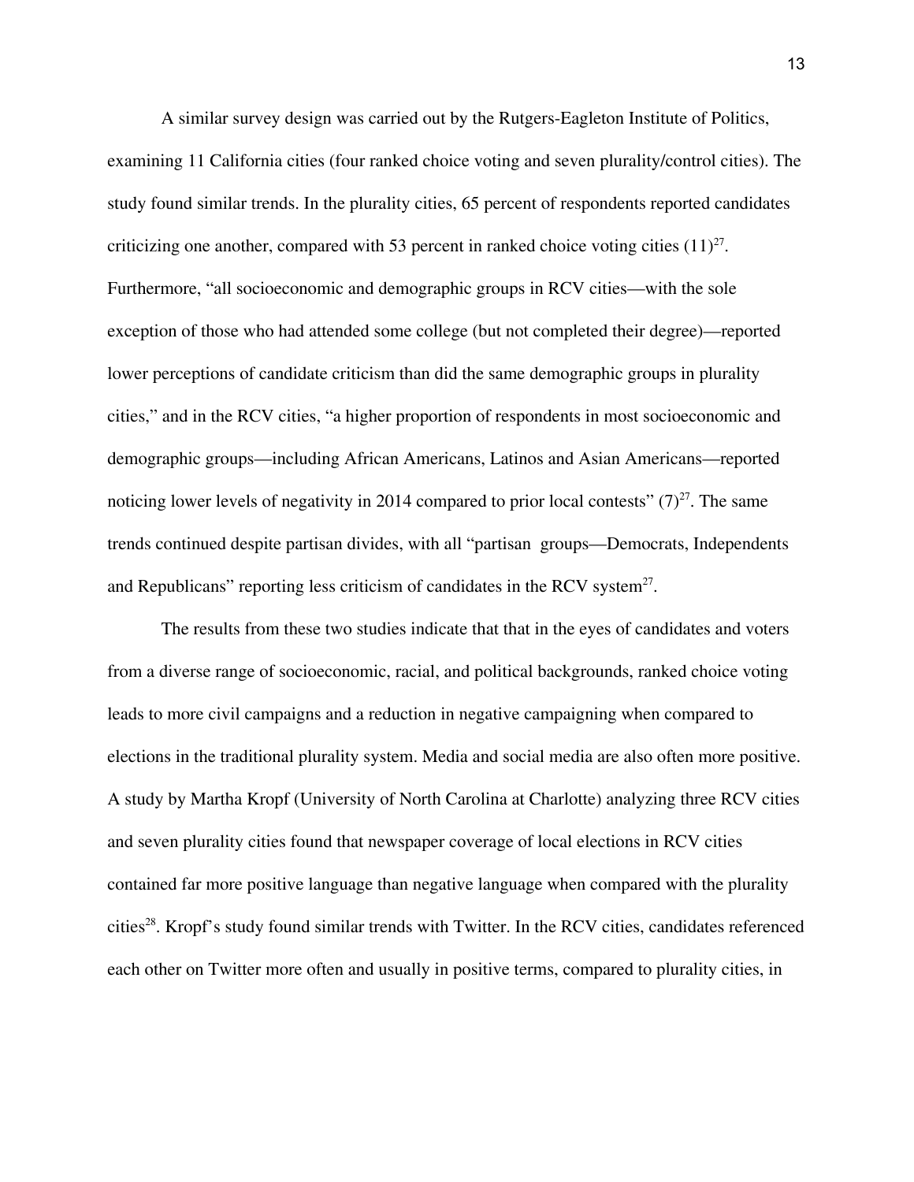A similar survey design was carried out by the Rutgers-Eagleton Institute of Politics, examining 11 California cities (four ranked choice voting and seven plurality/control cities). The study found similar trends. In the plurality cities, 65 percent of respondents reported candidates criticizing one another, compared with 53 percent in ranked choice voting cities (11)[27]. Furthermore, "all socioeconomic and demographic groups in RCV cities—with the sole exception of those who had attended some college (but not completed their degree)—reported lower perceptions of candidate criticism than did the same demographic groups in plurality cities," and in the RCV cities, "a higher proportion of respondents in most socioeconomic and demographic groups—including African Americans, Latinos and Asian Americans—reported noticing lower levels of negativity in 2014 compared to prior local contests" (7)[27]. The same trends continued despite partisan divides, with all "partisan groups—Democrats, Independents and Republicans" reporting less criticism of candidates in the RCV system[27].

The results from these two studies indicate that that in the eyes of candidates and voters from a diverse range of socioeconomic, racial, and political backgrounds, ranked choice voting leads to more civil campaigns and a reduction in negative campaigning when compared to elections in the traditional plurality system. Media and social media are also often more positive. A study by Martha Kropf (University of North Carolina at Charlotte) analyzing three RCV cities and seven plurality cities found that newspaper coverage of local elections in RCV cities contained far more positive language than negative language when compared with the plurality cities[28]. Kropf's study found similar trends with Twitter. In the RCV cities, candidates referenced each other on Twitter more often and usually in positive terms, compared to plurality cities, in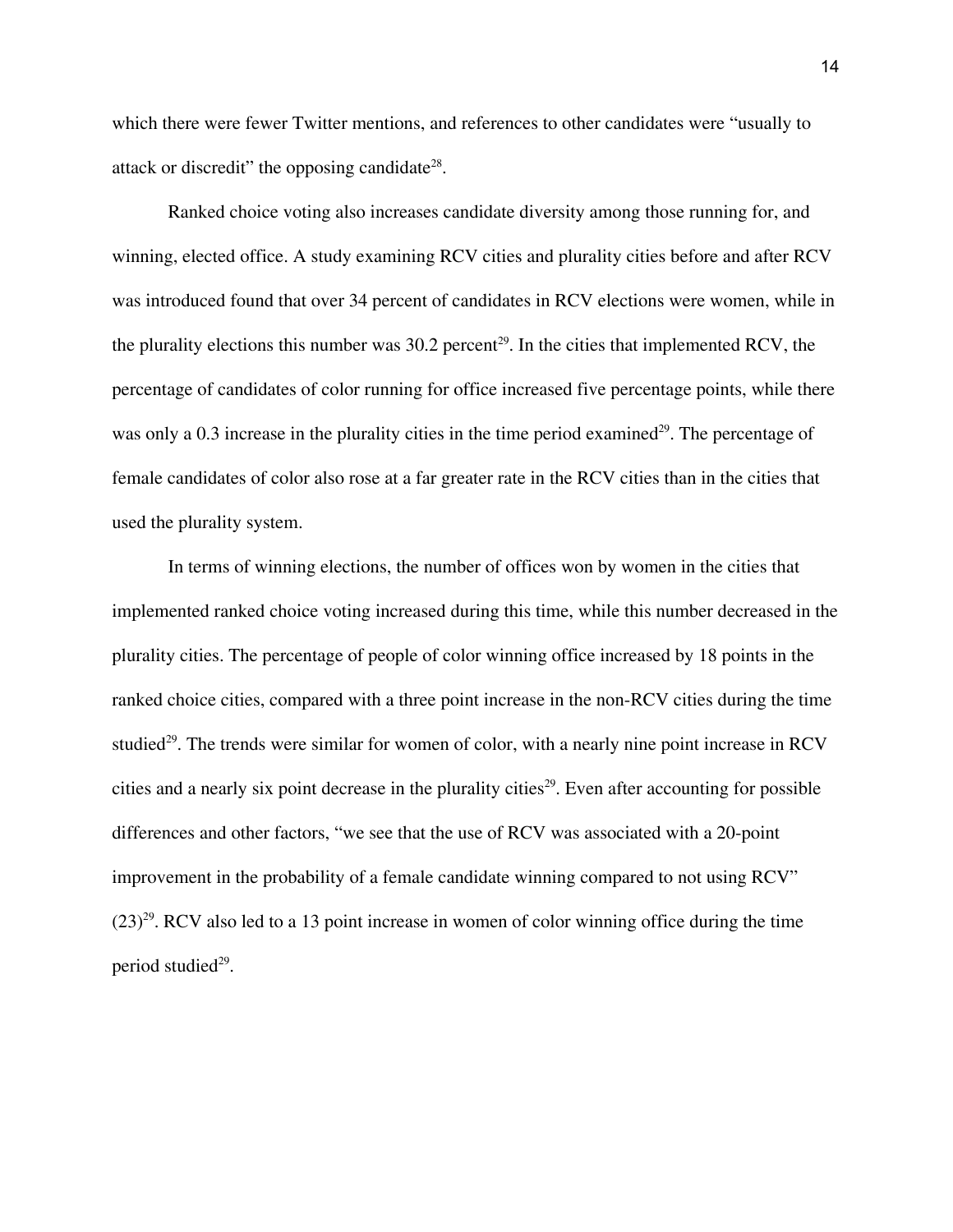which there were fewer Twitter mentions, and references to other candidates were "usually to attack or discredit" the opposing candidate[28].

Ranked choice voting also increases candidate diversity among those running for, and winning, elected office. A study examining RCV cities and plurality cities before and after RCV was introduced found that over 34 percent of candidates in RCV elections were women, while in the plurality elections this number was 30.2 percent[29]. In the cities that implemented RCV, the percentage of candidates of color running for office increased five percentage points, while there was only a 0.3 increase in the plurality cities in the time period examined[29]. The percentage of female candidates of color also rose at a far greater rate in the RCV cities than in the cities that used the plurality system.

In terms of winning elections, the number of offices won by women in the cities that implemented ranked choice voting increased during this time, while this number decreased in the plurality cities. The percentage of people of color winning office increased by 18 points in the ranked choice cities, compared with a three point increase in the non-RCV cities during the time studied[29]. The trends were similar for women of color, with a nearly nine point increase in RCV cities and a nearly six point decrease in the plurality cities[29]. Even after accounting for possible differences and other factors, "we see that the use of RCV was associated with a 20-point improvement in the probability of a female candidate winning compared to not using RCV" (23)[29]. RCV also led to a 13 point increase in women of color winning office during the time period studied[29].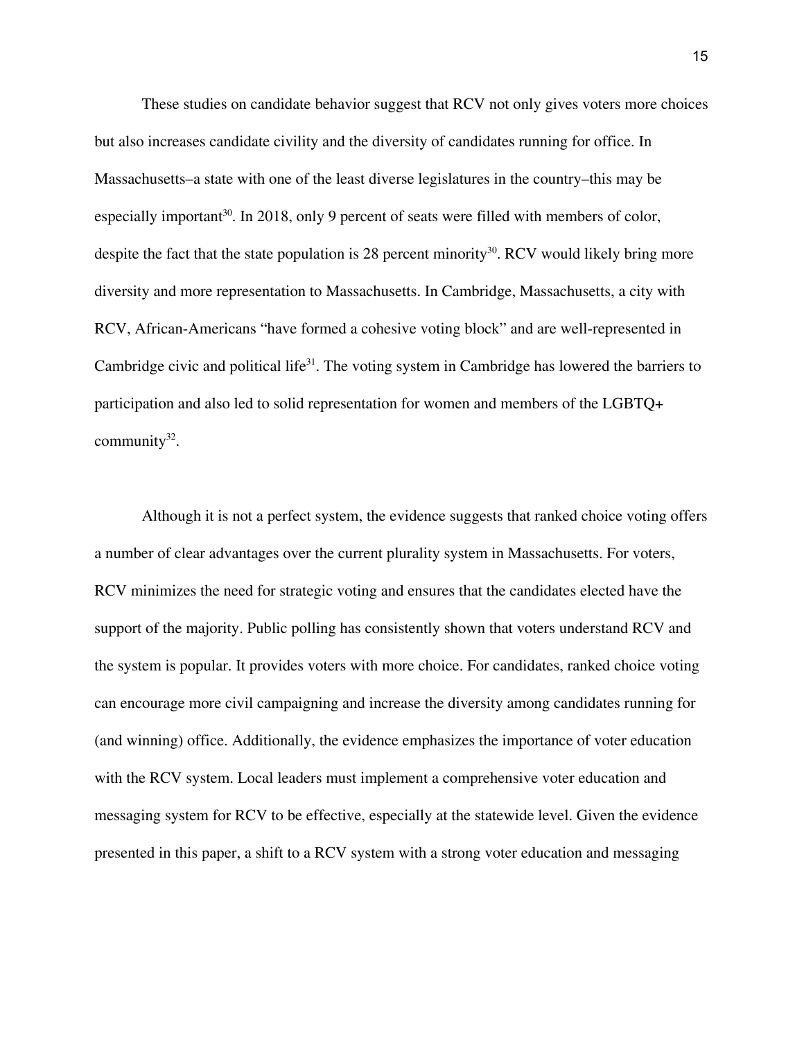These studies on candidate behavior suggest that RCV not only gives voters more choices but also increases candidate civility and the diversity of candidates running for office. In Massachusetts–a state with one of the least diverse legislatures in the country–this may be especially important[30]. In 2018, only 9 percent of seats were filled with members of color, despite the fact that the state population is 28 percent minority[30]. RCV would likely bring more diversity and more representation to Massachusetts. In Cambridge, Massachusetts, a city with RCV, African-Americans "have formed a cohesive voting block" and are well-represented in Cambridge civic and political life[31]. The voting system in Cambridge has lowered the barriers to participation and also led to solid representation for women and members of the LGBTQ+ community[32].

Although it is not a perfect system, the evidence suggests that ranked choice voting offers a number of clear advantages over the current plurality system in Massachusetts. For voters, RCV minimizes the need for strategic voting and ensures that the candidates elected have the support of the majority. Public polling has consistently shown that voters understand RCV and the system is popular. It provides voters with more choice. For candidates, ranked choice voting can encourage more civil campaigning and increase the diversity among candidates running for (and winning) office. Additionally, the evidence emphasizes the importance of voter education with the RCV system. Local leaders must implement a comprehensive voter education and messaging system for RCV to be effective, especially at the statewide level. Given the evidence presented in this paper, a shift to a RCV system with a strong voter education and messaging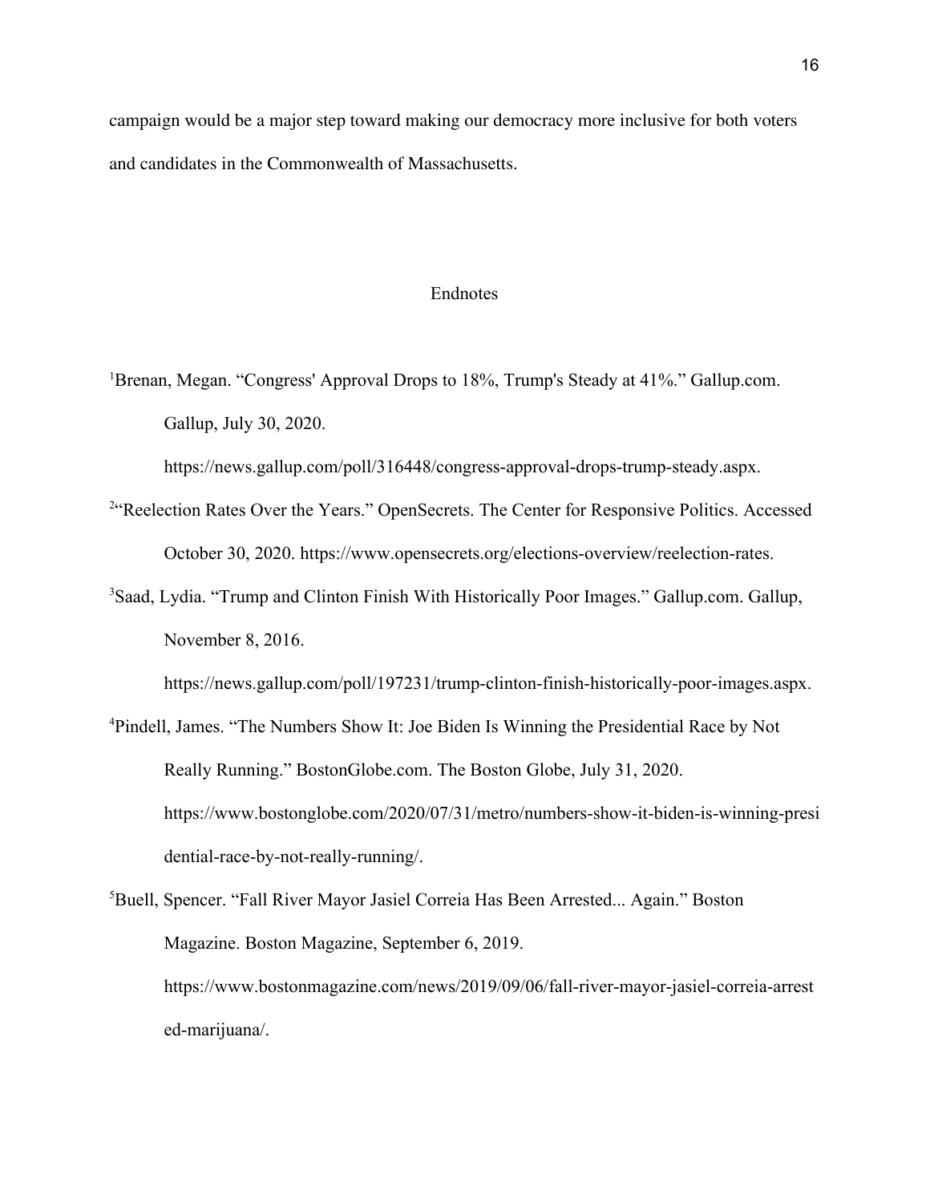campaign would be a major step toward making our democracy more inclusive for both voters and candidates in the Commonwealth of Massachusetts.

## Endnotes

[1]Brenan, Megan. "Congress' Approval Drops to 18%, Trump's Steady at 41%." Gallup.com. Gallup, July 30, 2020. https://news.gallup.com/poll/316448/congress-approval-drops-trump-steady.aspx.

[2]"Reelection Rates Over the Years." OpenSecrets. The Center for Responsive Politics. Accessed October 30, 2020. https://www.opensecrets.org/elections-overview/reelection-rates.

[3]Saad, Lydia. "Trump and Clinton Finish With Historically Poor Images." Gallup.com. Gallup, November 8, 2016. https://news.gallup.com/poll/197231/trump-clinton-finish-historically-poor-images.aspx.

[4]Pindell, James. "The Numbers Show It: Joe Biden Is Winning the Presidential Race by Not Really Running." BostonGlobe.com. The Boston Globe, July 31, 2020. https://www.bostonglobe.com/2020/07/31/metro/numbers-show-it-biden-is-winning-presidential-race-by-not-really-running/.

[5]Buell, Spencer. "Fall River Mayor Jasiel Correia Has Been Arrested... Again." Boston Magazine. Boston Magazine, September 6, 2019. https://www.bostonmagazine.com/news/2019/09/06/fall-river-mayor-jasiel-correia-arrested-marijuana/.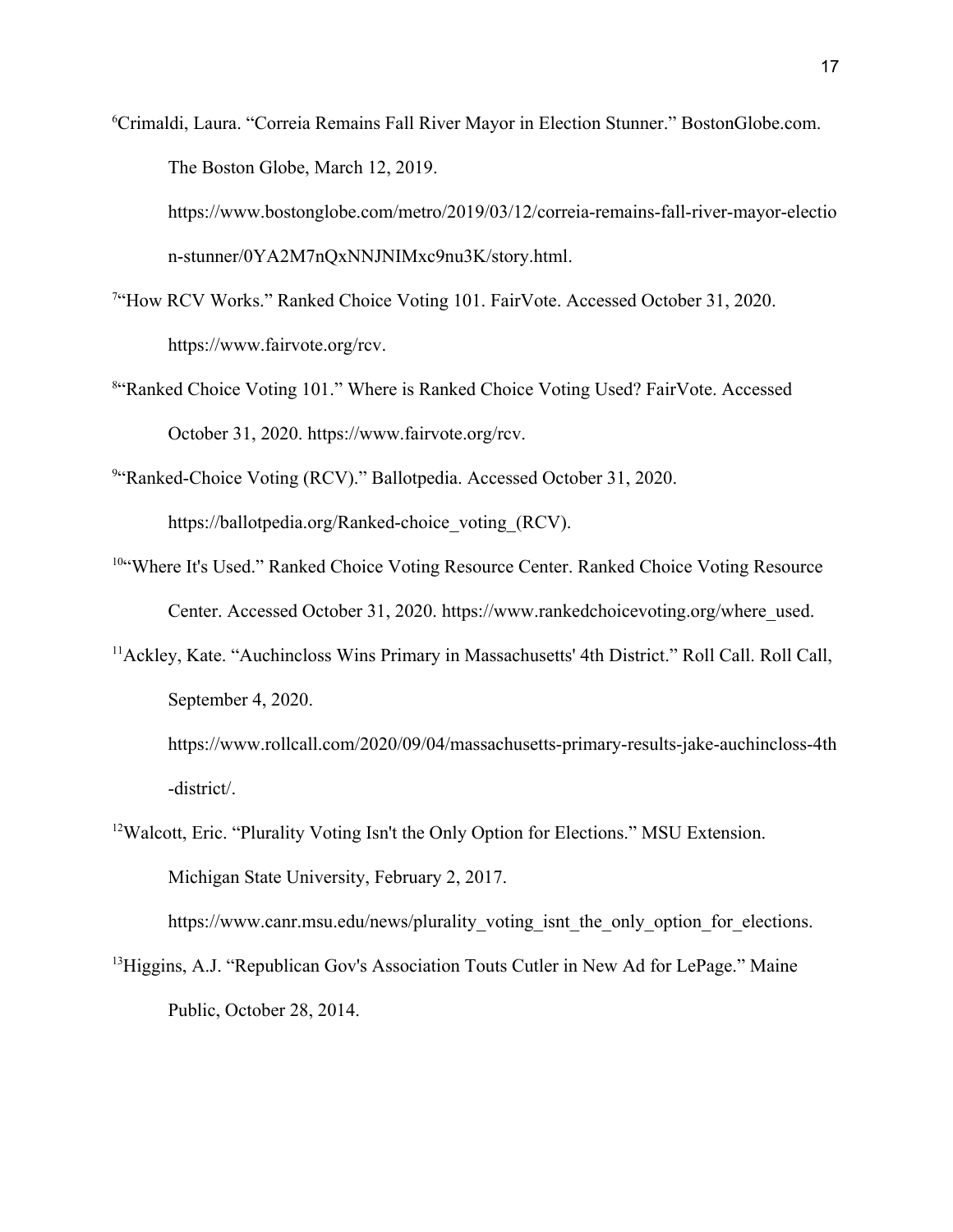[6]Crimaldi, Laura. "Correia Remains Fall River Mayor in Election Stunner." BostonGlobe.com. The Boston Globe, March 12, 2019. https://www.bostonglobe.com/metro/2019/03/12/correia-remains-fall-river-mayor-election-stunner/0YA2M7nQxNNJNIMxc9nu3K/story.html.

[7]"How RCV Works." Ranked Choice Voting 101. FairVote. Accessed October 31, 2020. https://www.fairvote.org/rcv.

[8]"Ranked Choice Voting 101." Where is Ranked Choice Voting Used? FairVote. Accessed October 31, 2020. https://www.fairvote.org/rcv.

[9]"Ranked-Choice Voting (RCV)." Ballotpedia. Accessed October 31, 2020. https://ballotpedia.org/Ranked-choice_voting_(RCV).

[10]"Where It's Used." Ranked Choice Voting Resource Center. Ranked Choice Voting Resource Center. Accessed October 31, 2020. https://www.rankedchoicevoting.org/where_used.

[11]Ackley, Kate. "Auchincloss Wins Primary in Massachusetts' 4th District." Roll Call. Roll Call, September 4, 2020. https://www.rollcall.com/2020/09/04/massachusetts-primary-results-jake-auchincloss-4th-district/.

[12]Walcott, Eric. "Plurality Voting Isn't the Only Option for Elections." MSU Extension. Michigan State University, February 2, 2017. https://www.canr.msu.edu/news/plurality_voting_isnt_the_only_option_for_elections.

[13]Higgins, A.J. "Republican Gov's Association Touts Cutler in New Ad for LePage." Maine Public, October 28, 2014.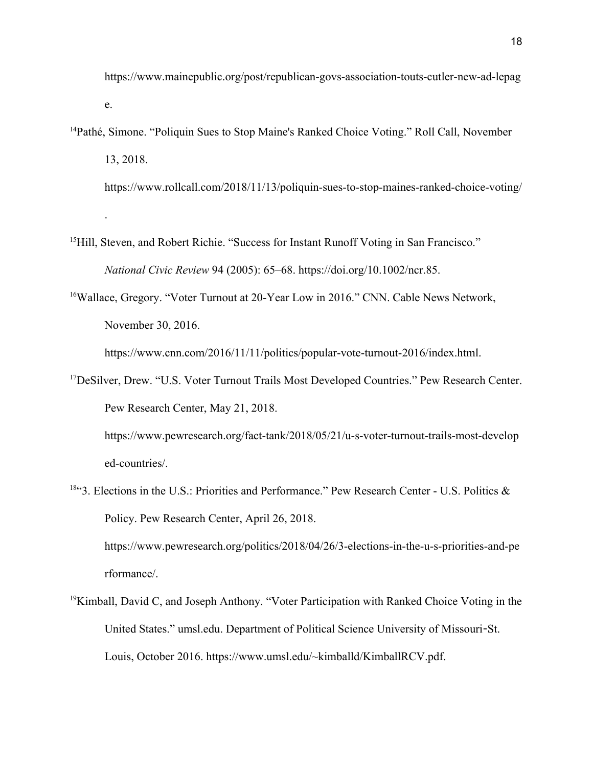https://www.mainepublic.org/post/republican-govs-association-touts-cutler-new-ad-lepage.

[14]Pathé, Simone. "Poliquin Sues to Stop Maine's Ranked Choice Voting." Roll Call, November 13, 2018. https://www.rollcall.com/2018/11/13/poliquin-sues-to-stop-maines-ranked-choice-voting/.

[15]Hill, Steven, and Robert Richie. "Success for Instant Runoff Voting in San Francisco." *National Civic Review* 94 (2005): 65–68. https://doi.org/10.1002/ncr.85.

[16]Wallace, Gregory. "Voter Turnout at 20-Year Low in 2016." CNN. Cable News Network, November 30, 2016. https://www.cnn.com/2016/11/11/politics/popular-vote-turnout-2016/index.html.

[17]DeSilver, Drew. "U.S. Voter Turnout Trails Most Developed Countries." Pew Research Center. Pew Research Center, May 21, 2018. https://www.pewresearch.org/fact-tank/2018/05/21/u-s-voter-turnout-trails-most-developed-countries/.

[18]"3. Elections in the U.S.: Priorities and Performance." Pew Research Center - U.S. Politics & Policy. Pew Research Center, April 26, 2018. https://www.pewresearch.org/politics/2018/04/26/3-elections-in-the-u-s-priorities-and-performance/.

[19]Kimball, David C, and Joseph Anthony. "Voter Participation with Ranked Choice Voting in the United States." umsl.edu. Department of Political Science University of Missouri‐St. Louis, October 2016. https://www.umsl.edu/~kimballd/KimballRCV.pdf.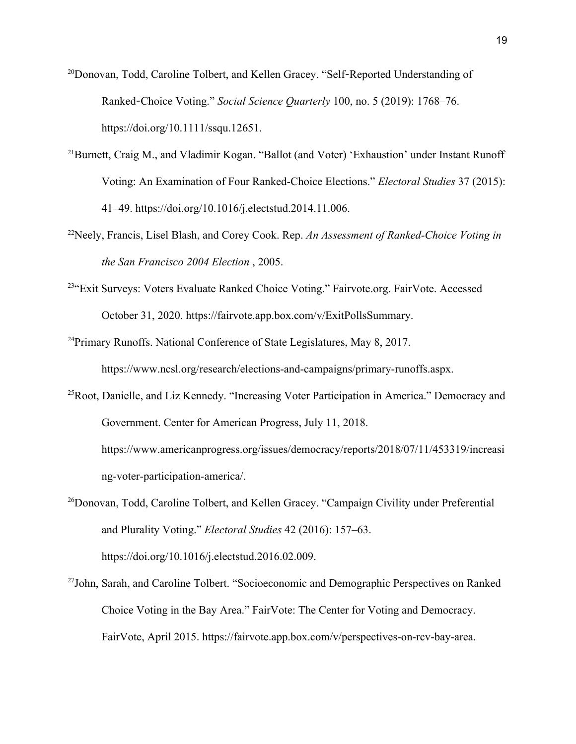[20]Donovan, Todd, Caroline Tolbert, and Kellen Gracey. "Self‐Reported Understanding of Ranked‐Choice Voting." *Social Science Quarterly* 100, no. 5 (2019): 1768–76. https://doi.org/10.1111/ssqu.12651.

[21]Burnett, Craig M., and Vladimir Kogan. "Ballot (and Voter) 'Exhaustion' under Instant Runoff Voting: An Examination of Four Ranked-Choice Elections." *Electoral Studies* 37 (2015): 41–49. https://doi.org/10.1016/j.electstud.2014.11.006.

[22]Neely, Francis, Lisel Blash, and Corey Cook. Rep. *An Assessment of Ranked-Choice Voting in the San Francisco 2004 Election* , 2005.

[23]"Exit Surveys: Voters Evaluate Ranked Choice Voting." Fairvote.org. FairVote. Accessed October 31, 2020. https://fairvote.app.box.com/v/ExitPollsSummary.

[24]Primary Runoffs. National Conference of State Legislatures, May 8, 2017. https://www.ncsl.org/research/elections-and-campaigns/primary-runoffs.aspx.

[25]Root, Danielle, and Liz Kennedy. "Increasing Voter Participation in America." Democracy and Government. Center for American Progress, July 11, 2018. https://www.americanprogress.org/issues/democracy/reports/2018/07/11/453319/increasing-voter-participation-america/.

[26]Donovan, Todd, Caroline Tolbert, and Kellen Gracey. "Campaign Civility under Preferential and Plurality Voting." *Electoral Studies* 42 (2016): 157–63. https://doi.org/10.1016/j.electstud.2016.02.009.

[27]John, Sarah, and Caroline Tolbert. "Socioeconomic and Demographic Perspectives on Ranked Choice Voting in the Bay Area." FairVote: The Center for Voting and Democracy. FairVote, April 2015. https://fairvote.app.box.com/v/perspectives-on-rcv-bay-area.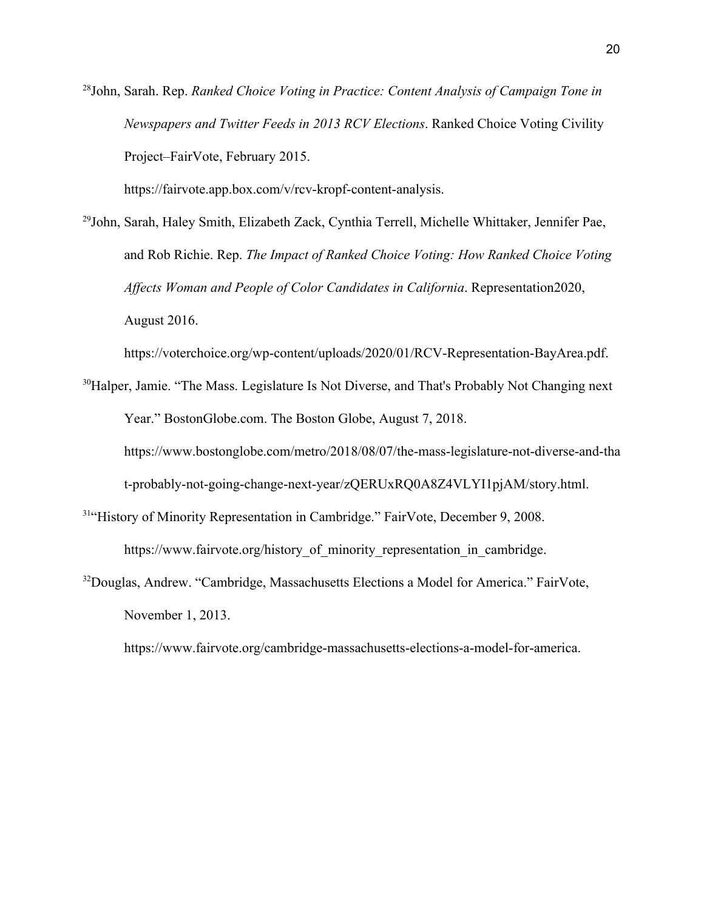[28]John, Sarah. Rep. *Ranked Choice Voting in Practice: Content Analysis of Campaign Tone in Newspapers and Twitter Feeds in 2013 RCV Elections*. Ranked Choice Voting Civility Project–FairVote, February 2015. https://fairvote.app.box.com/v/rcv-kropf-content-analysis.

[29]John, Sarah, Haley Smith, Elizabeth Zack, Cynthia Terrell, Michelle Whittaker, Jennifer Pae, and Rob Richie. Rep. *The Impact of Ranked Choice Voting: How Ranked Choice Voting Affects Woman and People of Color Candidates in California*. Representation2020, August 2016. https://voterchoice.org/wp-content/uploads/2020/01/RCV-Representation-BayArea.pdf.

[30]Halper, Jamie. "The Mass. Legislature Is Not Diverse, and That's Probably Not Changing next Year." BostonGlobe.com. The Boston Globe, August 7, 2018. https://www.bostonglobe.com/metro/2018/08/07/the-mass-legislature-not-diverse-and-that-probably-not-going-change-next-year/zQERUxRQ0A8Z4VLYI1pjAM/story.html.

[31]"History of Minority Representation in Cambridge." FairVote, December 9, 2008. https://www.fairvote.org/history_of_minority_representation_in_cambridge.

[32]Douglas, Andrew. "Cambridge, Massachusetts Elections a Model for America." FairVote, November 1, 2013. https://www.fairvote.org/cambridge-massachusetts-elections-a-model-for-america.